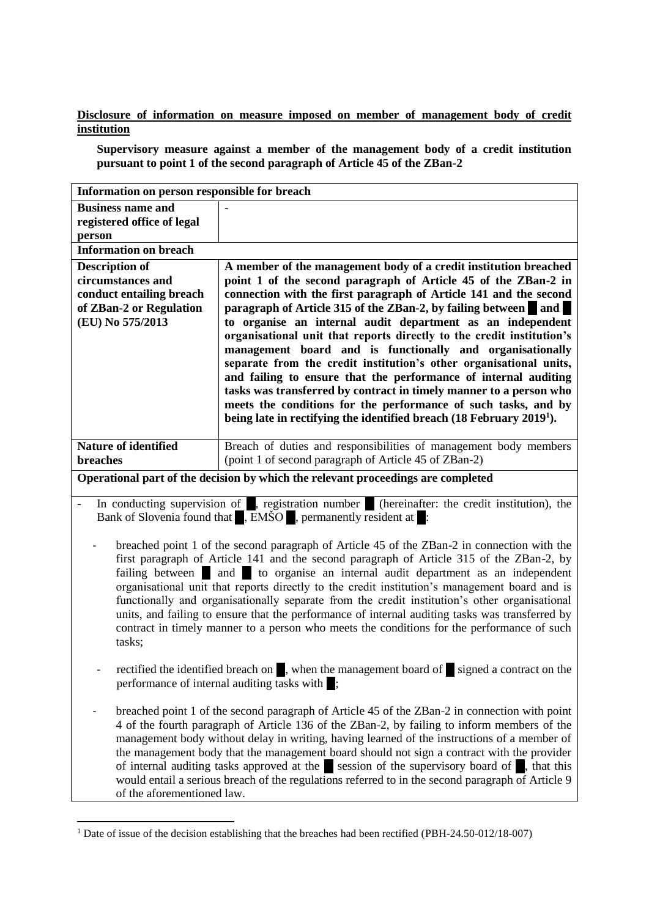**Disclosure of information on measure imposed on member of management body of credit institution**

**Supervisory measure against a member of the management body of a credit institution pursuant to point 1 of the second paragraph of Article 45 of the ZBan-2**

| Information on person responsible for breach | |
|---|---|
| **Business name and registered office of legal person** | - |
| **Information on breach** | |
| **Description of circumstances and conduct entailing breach of ZBan-2 or Regulation (EU) No 575/2013** | **A member of the management body of a credit institution breached point 1 of the second paragraph of Article 45 of the ZBan-2 in connection with the first paragraph of Article 141 and the second paragraph of Article 315 of the ZBan-2, by failing between █ and █ to organise an internal audit department as an independent organisational unit that reports directly to the credit institution's management board and is functionally and organisationally separate from the credit institution's other organisational units, and failing to ensure that the performance of internal auditing tasks was transferred by contract in timely manner to a person who meets the conditions for the performance of such tasks, and by being late in rectifying the identified breach (18 February 2019[1]).** |
| **Nature of identified breaches** | Breach of duties and responsibilities of management body members (point 1 of second paragraph of Article 45 of ZBan-2) |

**Operational part of the decision by which the relevant proceedings are completed**

- In conducting supervision of █, registration number █ (hereinafter: the credit institution), the Bank of Slovenia found that █, EMŠO █, permanently resident at █:

  - breached point 1 of the second paragraph of Article 45 of the ZBan-2 in connection with the first paragraph of Article 141 and the second paragraph of Article 315 of the ZBan-2, by failing between █ and █ to organise an internal audit department as an independent organisational unit that reports directly to the credit institution's management board and is functionally and organisationally separate from the credit institution's other organisational units, and failing to ensure that the performance of internal auditing tasks was transferred by contract in timely manner to a person who meets the conditions for the performance of such tasks;

  - rectified the identified breach on █, when the management board of █ signed a contract on the performance of internal auditing tasks with █;

  - breached point 1 of the second paragraph of Article 45 of the ZBan-2 in connection with point 4 of the fourth paragraph of Article 136 of the ZBan-2, by failing to inform members of the management body without delay in writing, having learned of the instructions of a member of the management body that the management board should not sign a contract with the provider of internal auditing tasks approved at the █ session of the supervisory board of █, that this would entail a serious breach of the regulations referred to in the second paragraph of Article 9 of the aforementioned law.

[1] Date of issue of the decision establishing that the breaches had been rectified (PBH-24.50-012/18-007)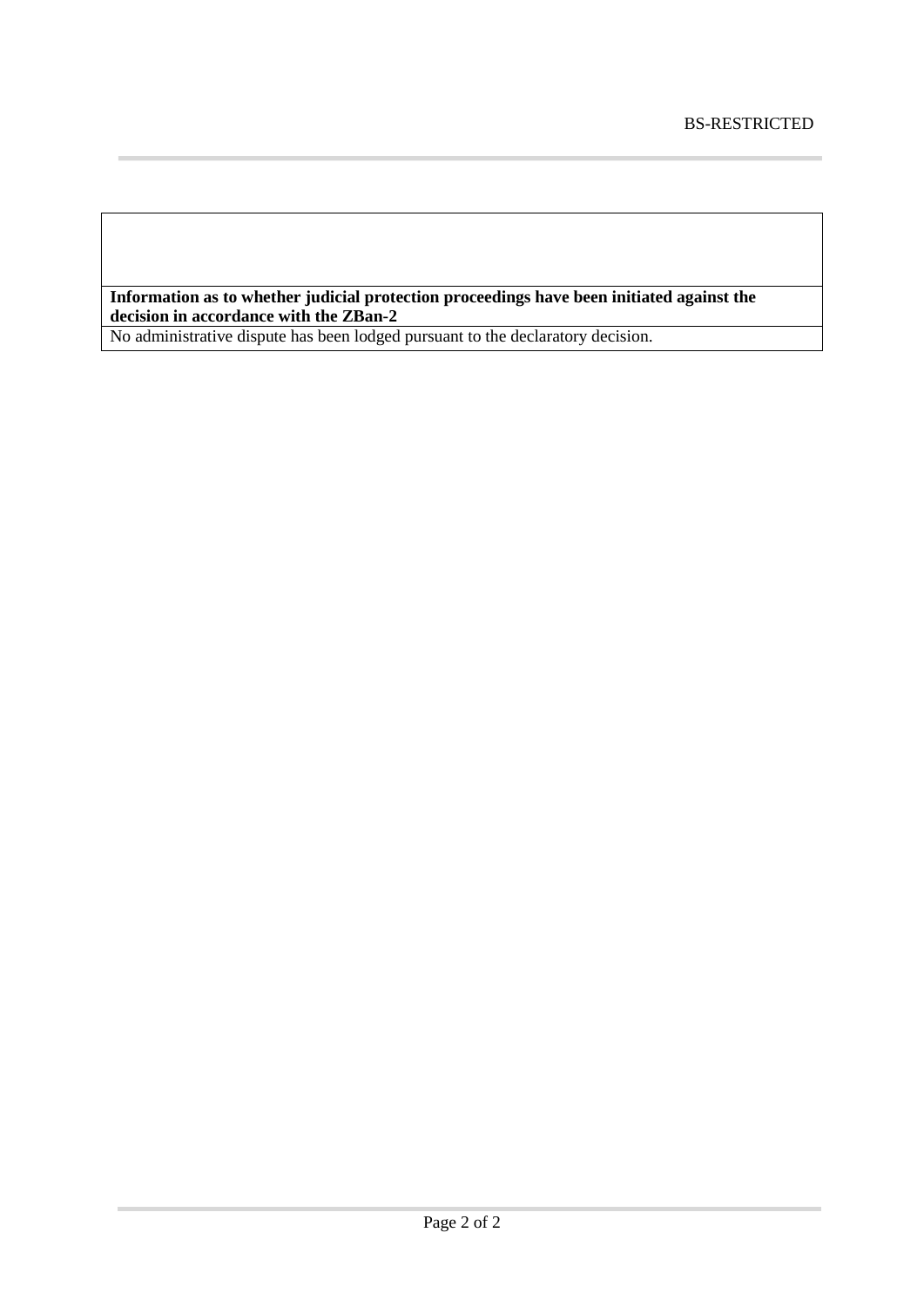| |
|---|
| |
| **Information as to whether judicial protection proceedings have been initiated against the decision in accordance with the ZBan-2** |
| No administrative dispute has been lodged pursuant to the declaratory decision. |